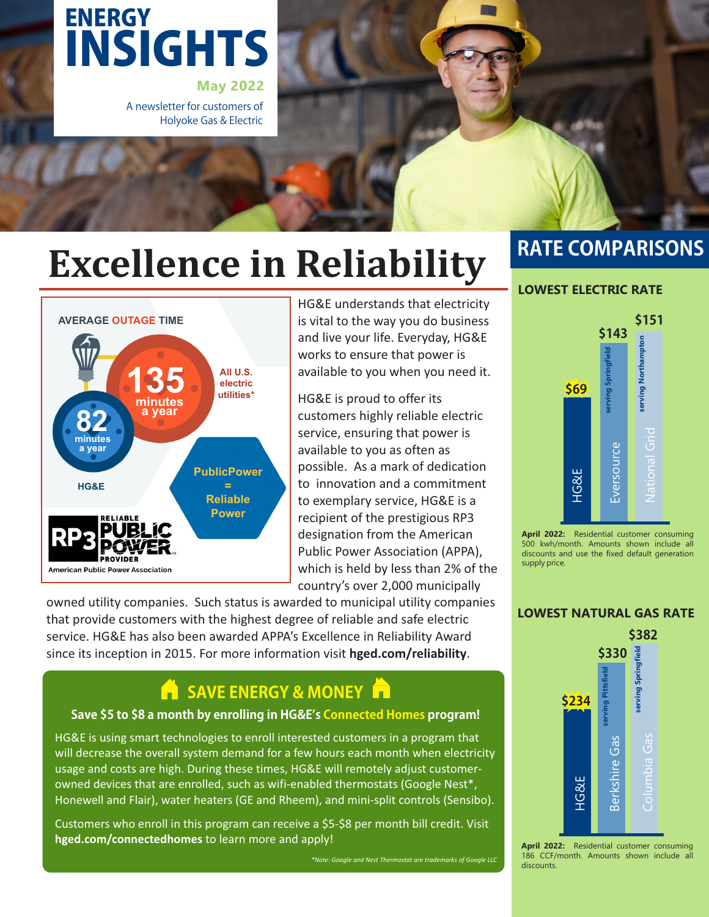# ENERGY INSIGHTS

**May 2022**

A newsletter for customers of Holyoke Gas & Electric

# Excellence in Reliability

**AVERAGE OUTAGE TIME**

- **135** minutes a year — All U.S. electric utilities*
- **82** minutes a year — HG&E

PublicPower = Reliable Power

RP3 RELIABLE PUBLIC POWER PROVIDER — American Public Power Association

HG&E understands that electricity is vital to the way you do business and live your life. Everyday, HG&E works to ensure that power is available to you when you need it.

HG&E is proud to offer its customers highly reliable electric service, ensuring that power is available to you as often as possible. As a mark of dedication to innovation and a commitment to exemplary service, HG&E is a recipient of the prestigious RP3 designation from the American Public Power Association (APPA), which is held by less than 2% of the country's over 2,000 municipally owned utility companies. Such status is awarded to municipal utility companies that provide customers with the highest degree of reliable and safe electric service. HG&E has also been awarded APPA's Excellence in Reliability Award since its inception in 2015. For more information visit **hged.com/reliability**.

## SAVE ENERGY & MONEY

**Save $5 to $8 a month by enrolling in HG&E's Connected Homes program!**

HG&E is using smart technologies to enroll interested customers in a program that will decrease the overall system demand for a few hours each month when electricity usage and costs are high. During these times, HG&E will remotely adjust customer-owned devices that are enrolled, such as wifi-enabled thermostats (Google Nest*, Honewell and Flair), water heaters (GE and Rheem), and mini-split controls (Sensibo).

Customers who enroll in this program can receive a $5-$8 per month bill credit. Visit **hged.com/connectedhomes** to learn more and apply!

*\*Note: Google and Nest Thermostat are trademarks of Google LLC*

## RATE COMPARISONS

### LOWEST ELECTRIC RATE

| Utility | Amount |
|---|---|
| HG&E | $69 |
| Eversource (serving Springfield) | $143 |
| National Grid (serving Northampton) | $151 |

**April 2022:** Residential customer consuming 500 kwh/month. Amounts shown include all discounts and use the fixed default generation supply price.

### LOWEST NATURAL GAS RATE

| Utility | Amount |
|---|---|
| HG&E | $234 |
| Berkshire Gas (serving Pittsfield) | $330 |
| Columbia Gas (serving Springfield) | $382 |

**April 2022:** Residential customer consuming 186 CCF/month. Amounts shown include all discounts.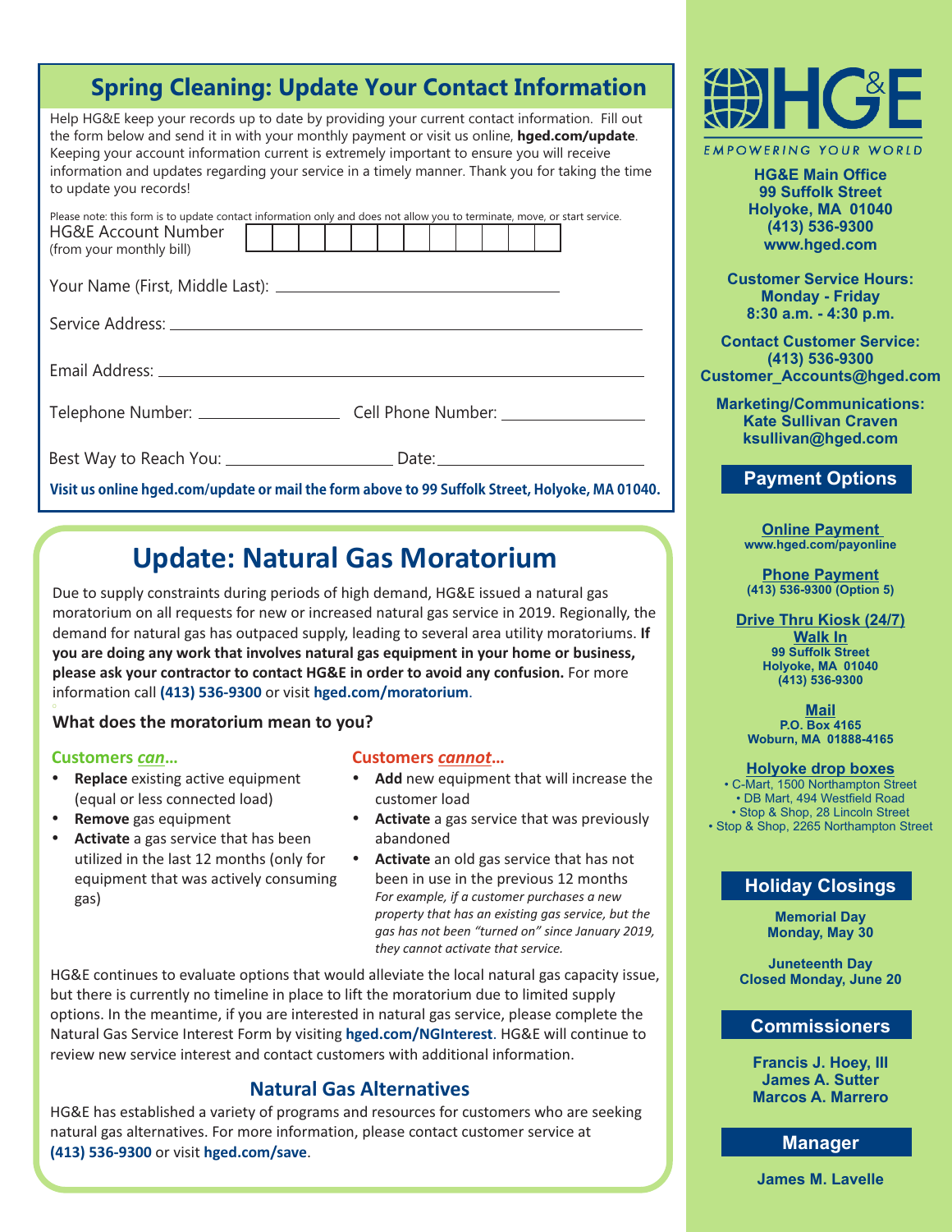## Spring Cleaning: Update Your Contact Information

Help HG&E keep your records up to date by providing your current contact information. Fill out the form below and send it in with your monthly payment or visit us online, **hged.com/update**. Keeping your account information current is extremely important to ensure you will receive information and updates regarding your service in a timely manner. Thank you for taking the time to update you records!

Please note: this form is to update contact information only and does not allow you to terminate, move, or start service.

HG&E Account Number (from your monthly bill) ______________________

Your Name (First, Middle Last): ______________________

Service Address: ______________________

Email Address: ______________________

Telephone Number: ____________ Cell Phone Number: ____________

Best Way to Reach You: ____________ Date: ____________

**Visit us online hged.com/update or mail the form above to 99 Suffolk Street, Holyoke, MA 01040.**

## Update: Natural Gas Moratorium

Due to supply constraints during periods of high demand, HG&E issued a natural gas moratorium on all requests for new or increased natural gas service in 2019. Regionally, the demand for natural gas has outpaced supply, leading to several area utility moratoriums. **If you are doing any work that involves natural gas equipment in your home or business, please ask your contractor to contact HG&E in order to avoid any confusion.** For more information call **(413) 536-9300** or visit **hged.com/moratorium**.

### What does the moratorium mean to you?

**Customers *can*...**

- **Replace** existing active equipment (equal or less connected load)
- **Remove** gas equipment
- **Activate** a gas service that has been utilized in the last 12 months (only for equipment that was actively consuming gas)

**Customers *cannot*...**

- **Add** new equipment that will increase the customer load
- **Activate** a gas service that was previously abandoned
- **Activate** an old gas service that has not been in use in the previous 12 months
  *For example, if a customer purchases a new property that has an existing gas service, but the gas has not been "turned on" since January 2019, they cannot activate that service.*

HG&E continues to evaluate options that would alleviate the local natural gas capacity issue, but there is currently no timeline in place to lift the moratorium due to limited supply options. In the meantime, if you are interested in natural gas service, please complete the Natural Gas Service Interest Form by visiting **hged.com/NGInterest**. HG&E will continue to review new service interest and contact customers with additional information.

### Natural Gas Alternatives

HG&E has established a variety of programs and resources for customers who are seeking natural gas alternatives. For more information, please contact customer service at **(413) 536-9300** or visit **hged.com/save**.

---

**HG&E**
EMPOWERING YOUR WORLD

**HG&E Main Office**
**99 Suffolk Street**
**Holyoke, MA 01040**
**(413) 536-9300**
**www.hged.com**

**Customer Service Hours:**
**Monday - Friday**
**8:30 a.m. - 4:30 p.m.**

**Contact Customer Service:**
**(413) 536-9300**
**Customer_Accounts@hged.com**

**Marketing/Communications:**
**Kate Sullivan Craven**
**ksullivan@hged.com**

### Payment Options

**Online Payment**
www.hged.com/payonline

**Phone Payment**
(413) 536-9300 (Option 5)

**Drive Thru Kiosk (24/7)**
**Walk In**
99 Suffolk Street
Holyoke, MA 01040
(413) 536-9300

**Mail**
P.O. Box 4165
Woburn, MA 01888-4165

**Holyoke drop boxes**
- C-Mart, 1500 Northampton Street
- DB Mart, 494 Westfield Road
- Stop & Shop, 28 Lincoln Street
- Stop & Shop, 2265 Northampton Street

### Holiday Closings

**Memorial Day**
**Monday, May 30**

**Juneteenth Day**
**Closed Monday, June 20**

### Commissioners

**Francis J. Hoey, III**
**James A. Sutter**
**Marcos A. Marrero**

### Manager

**James M. Lavelle**